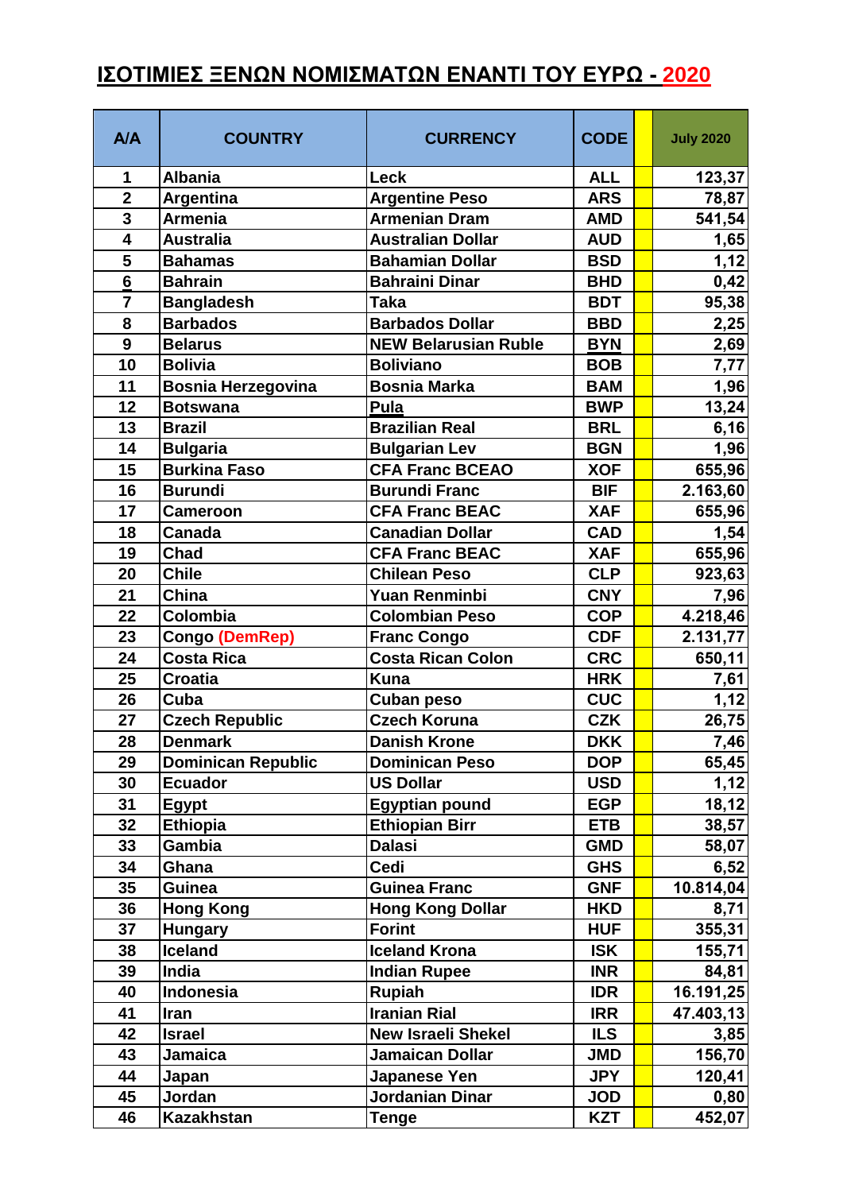# ΙΣΟΤΙΜΙΕΣ ΞΕΝΩΝ ΝΟΜΙΣΜΑΤΩΝ ΕΝΑΝΤΙ ΤΟΥ ΕΥΡΩ - 2020

| A/A | COUNTRY | CURRENCY | CODE | | July 2020 |
|---|---|---|---|---|---|
| 1 | Albania | Leck | ALL | | 123,37 |
| 2 | Argentina | Argentine Peso | ARS | | 78,87 |
| 3 | Armenia | Armenian Dram | AMD | | 541,54 |
| 4 | Australia | Australian Dollar | AUD | | 1,65 |
| 5 | Bahamas | Bahamian Dollar | BSD | | 1,12 |
| 6 | Bahrain | Bahraini Dinar | BHD | | 0,42 |
| 7 | Bangladesh | Taka | BDT | | 95,38 |
| 8 | Barbados | Barbados Dollar | BBD | | 2,25 |
| 9 | Belarus | NEW Belarusian Ruble | BYN | | 2,69 |
| 10 | Bolivia | Boliviano | BOB | | 7,77 |
| 11 | Bosnia Herzegovina | Bosnia Marka | BAM | | 1,96 |
| 12 | Botswana | Pula | BWP | | 13,24 |
| 13 | Brazil | Brazilian Real | BRL | | 6,16 |
| 14 | Bulgaria | Bulgarian Lev | BGN | | 1,96 |
| 15 | Burkina Faso | CFA Franc BCEAO | XOF | | 655,96 |
| 16 | Burundi | Burundi Franc | BIF | | 2.163,60 |
| 17 | Cameroon | CFA Franc BEAC | XAF | | 655,96 |
| 18 | Canada | Canadian Dollar | CAD | | 1,54 |
| 19 | Chad | CFA Franc BEAC | XAF | | 655,96 |
| 20 | Chile | Chilean Peso | CLP | | 923,63 |
| 21 | China | Yuan Renminbi | CNY | | 7,96 |
| 22 | Colombia | Colombian Peso | COP | | 4.218,46 |
| 23 | Congo (DemRep) | Franc Congo | CDF | | 2.131,77 |
| 24 | Costa Rica | Costa Rican Colon | CRC | | 650,11 |
| 25 | Croatia | Kuna | HRK | | 7,61 |
| 26 | Cuba | Cuban peso | CUC | | 1,12 |
| 27 | Czech Republic | Czech Koruna | CZK | | 26,75 |
| 28 | Denmark | Danish Krone | DKK | | 7,46 |
| 29 | Dominican Republic | Dominican Peso | DOP | | 65,45 |
| 30 | Ecuador | US Dollar | USD | | 1,12 |
| 31 | Egypt | Egyptian pound | EGP | | 18,12 |
| 32 | Ethiopia | Ethiopian Birr | ETB | | 38,57 |
| 33 | Gambia | Dalasi | GMD | | 58,07 |
| 34 | Ghana | Cedi | GHS | | 6,52 |
| 35 | Guinea | Guinea Franc | GNF | | 10.814,04 |
| 36 | Hong Kong | Hong Kong Dollar | HKD | | 8,71 |
| 37 | Hungary | Forint | HUF | | 355,31 |
| 38 | Iceland | Iceland Krona | ISK | | 155,71 |
| 39 | India | Indian Rupee | INR | | 84,81 |
| 40 | Indonesia | Rupiah | IDR | | 16.191,25 |
| 41 | Iran | Iranian Rial | IRR | | 47.403,13 |
| 42 | Israel | New Israeli Shekel | ILS | | 3,85 |
| 43 | Jamaica | Jamaican Dollar | JMD | | 156,70 |
| 44 | Japan | Japanese Yen | JPY | | 120,41 |
| 45 | Jordan | Jordanian Dinar | JOD | | 0,80 |
| 46 | Kazakhstan | Tenge | KZT | | 452,07 |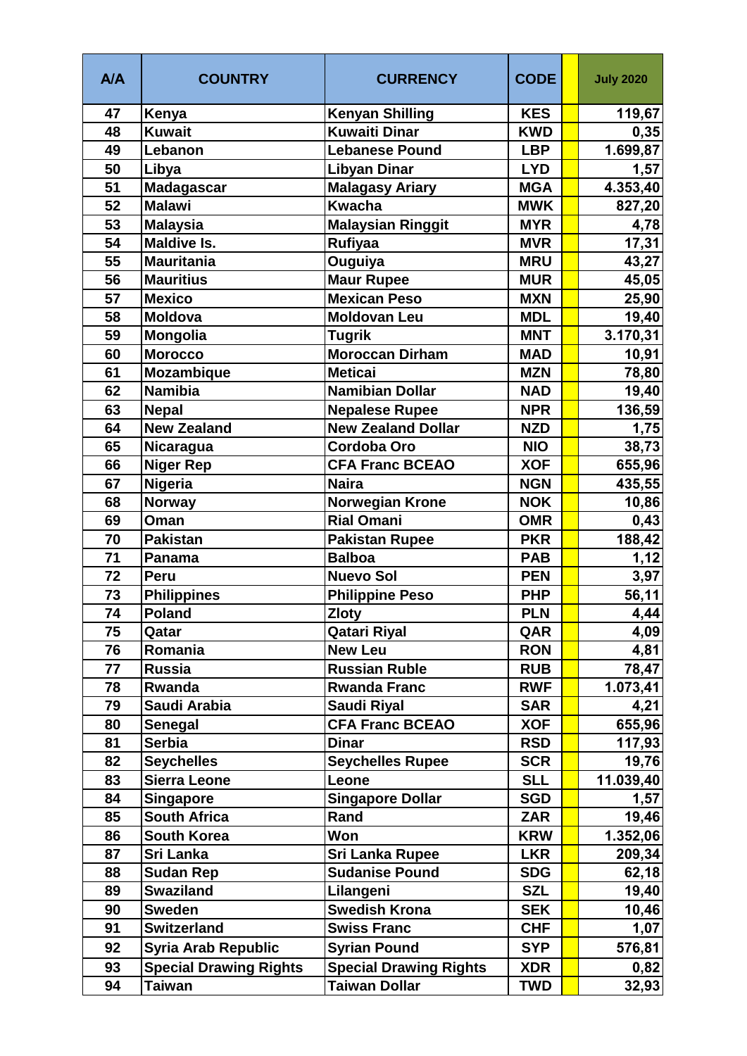| A/A | COUNTRY | CURRENCY | CODE | | July 2020 |
|---|---|---|---|---|---|
| 47 | Kenya | Kenyan Shilling | KES | | 119,67 |
| 48 | Kuwait | Kuwaiti Dinar | KWD | | 0,35 |
| 49 | Lebanon | Lebanese Pound | LBP | | 1.699,87 |
| 50 | Libya | Libyan Dinar | LYD | | 1,57 |
| 51 | Madagascar | Malagasy Ariary | MGA | | 4.353,40 |
| 52 | Malawi | Kwacha | MWK | | 827,20 |
| 53 | Malaysia | Malaysian Ringgit | MYR | | 4,78 |
| 54 | Maldive Is. | Rufiyaa | MVR | | 17,31 |
| 55 | Mauritania | Ouguiya | MRU | | 43,27 |
| 56 | Mauritius | Maur Rupee | MUR | | 45,05 |
| 57 | Mexico | Mexican Peso | MXN | | 25,90 |
| 58 | Moldova | Moldovan Leu | MDL | | 19,40 |
| 59 | Mongolia | Tugrik | MNT | | 3.170,31 |
| 60 | Morocco | Moroccan Dirham | MAD | | 10,91 |
| 61 | Mozambique | Meticai | MZN | | 78,80 |
| 62 | Namibia | Namibian Dollar | NAD | | 19,40 |
| 63 | Nepal | Nepalese Rupee | NPR | | 136,59 |
| 64 | New Zealand | New Zealand Dollar | NZD | | 1,75 |
| 65 | Nicaragua | Cordoba Oro | NIO | | 38,73 |
| 66 | Niger Rep | CFA Franc BCEAO | XOF | | 655,96 |
| 67 | Nigeria | Naira | NGN | | 435,55 |
| 68 | Norway | Norwegian Krone | NOK | | 10,86 |
| 69 | Oman | Rial Omani | OMR | | 0,43 |
| 70 | Pakistan | Pakistan Rupee | PKR | | 188,42 |
| 71 | Panama | Balboa | PAB | | 1,12 |
| 72 | Peru | Nuevo Sol | PEN | | 3,97 |
| 73 | Philippines | Philippine Peso | PHP | | 56,11 |
| 74 | Poland | Zloty | PLN | | 4,44 |
| 75 | Qatar | Qatari Riyal | QAR | | 4,09 |
| 76 | Romania | New Leu | RON | | 4,81 |
| 77 | Russia | Russian Ruble | RUB | | 78,47 |
| 78 | Rwanda | Rwanda Franc | RWF | | 1.073,41 |
| 79 | Saudi Arabia | Saudi Riyal | SAR | | 4,21 |
| 80 | Senegal | CFA Franc BCEAO | XOF | | 655,96 |
| 81 | Serbia | Dinar | RSD | | 117,93 |
| 82 | Seychelles | Seychelles Rupee | SCR | | 19,76 |
| 83 | Sierra Leone | Leone | SLL | | 11.039,40 |
| 84 | Singapore | Singapore Dollar | SGD | | 1,57 |
| 85 | South Africa | Rand | ZAR | | 19,46 |
| 86 | South Korea | Won | KRW | | 1.352,06 |
| 87 | Sri Lanka | Sri Lanka Rupee | LKR | | 209,34 |
| 88 | Sudan Rep | Sudanise Pound | SDG | | 62,18 |
| 89 | Swaziland | Lilangeni | SZL | | 19,40 |
| 90 | Sweden | Swedish Krona | SEK | | 10,46 |
| 91 | Switzerland | Swiss Franc | CHF | | 1,07 |
| 92 | Syria Arab Republic | Syrian Pound | SYP | | 576,81 |
| 93 | Special Drawing Rights | Special Drawing Rights | XDR | | 0,82 |
| 94 | Taiwan | Taiwan Dollar | TWD | | 32,93 |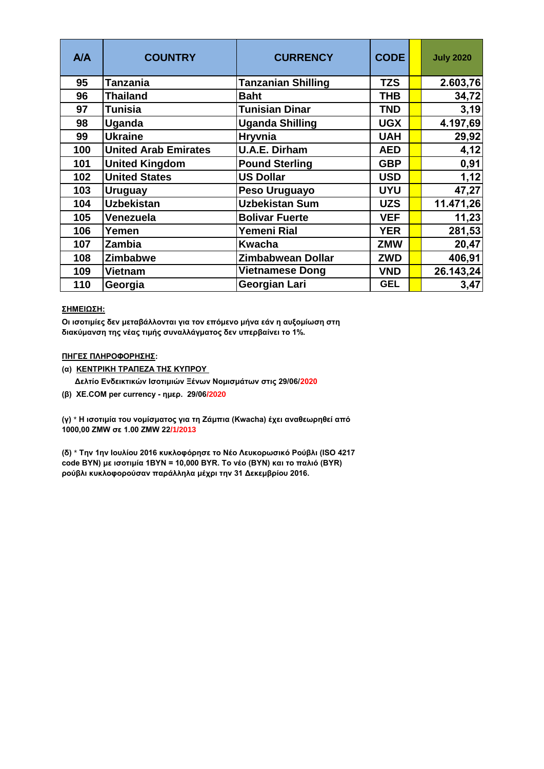| A/A | COUNTRY | CURRENCY | CODE | | July 2020 |
|---|---|---|---|---|---|
| 95 | Tanzania | Tanzanian Shilling | TZS | | 2.603,76 |
| 96 | Thailand | Baht | THB | | 34,72 |
| 97 | Tunisia | Tunisian Dinar | TND | | 3,19 |
| 98 | Uganda | Uganda Shilling | UGX | | 4.197,69 |
| 99 | Ukraine | Hryvnia | UAH | | 29,92 |
| 100 | United Arab Emirates | U.A.E. Dirham | AED | | 4,12 |
| 101 | United Kingdom | Pound Sterling | GBP | | 0,91 |
| 102 | United States | US Dollar | USD | | 1,12 |
| 103 | Uruguay | Peso Uruguayo | UYU | | 47,27 |
| 104 | Uzbekistan | Uzbekistan Sum | UZS | | 11.471,26 |
| 105 | Venezuela | Bolivar Fuerte | VEF | | 11,23 |
| 106 | Yemen | Yemeni Rial | YER | | 281,53 |
| 107 | Zambia | Kwacha | ZMW | | 20,47 |
| 108 | Zimbabwe | Zimbabwean Dollar | ZWD | | 406,91 |
| 109 | Vietnam | Vietnamese Dong | VND | | 26.143,24 |
| 110 | Georgia | Georgian Lari | GEL | | 3,47 |

**ΣΗΜΕΙΩΣΗ:**

**Οι ισοτιμίες δεν μεταβάλλονται για τον επόμενο μήνα εάν η αυξομίωση στη διακύμανση της νέας τιμής συναλλάγματος δεν υπερβαίνει το 1%.**

**ΠΗΓΕΣ ΠΛΗΡΟΦΟΡΗΣΗΣ:**

**(α) ΚΕΝΤΡΙΚΗ ΤΡΑΠΕΖΑ ΤΗΣ ΚΥΠΡΟΥ**

**Δελτίο Ενδεικτικών Ισοτιμιών Ξένων Νομισμάτων στις 29/06/2020**

**(β) XE.COM per currency - ημερ. 29/06/2020**

**(γ) * Η ισοτιμία του νομίσματος για τη Ζάμπια (Kwacha) έχει αναθεωρηθεί από 1000,00 ZMW σε 1.00 ZMW 22/1/2013**

**(δ) * Την 1ην Ιουλίου 2016 κυκλοφόρησε το Νέο Λευκορωσικό Ρούβλι (ISO 4217 code BYN) με ισοτιμία 1BYN = 10,000 BYR. Το νέο (BYN) και το παλιό (BYR) ρούβλι κυκλοφορούσαν παράλληλα μέχρι την 31 Δεκεμβρίου 2016.**